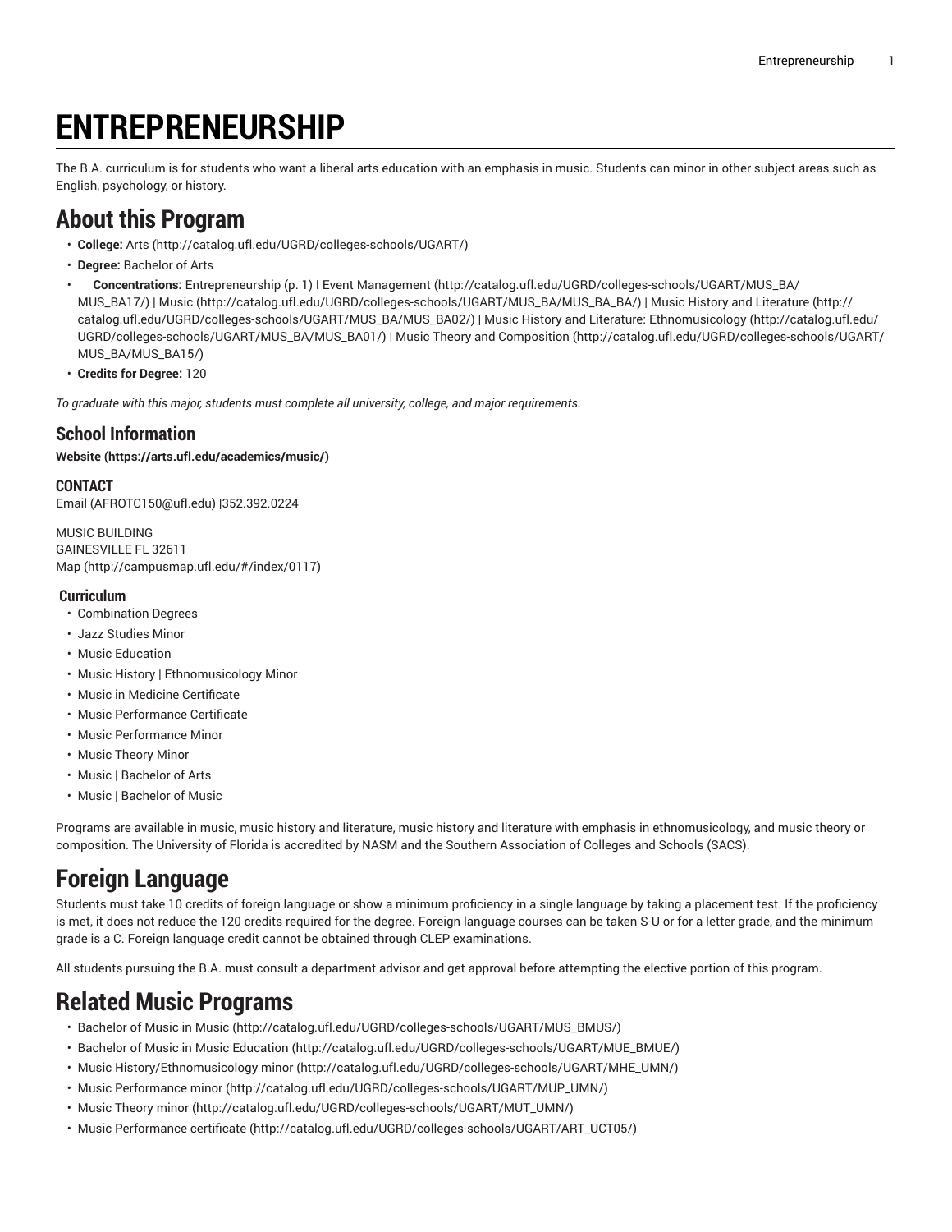# ENTREPRENEURSHIP

The B.A. curriculum is for students who want a liberal arts education with an emphasis in music. Students can minor in other subject areas such as English, psychology, or history.

## About this Program

- **College:** Arts (http://catalog.ufl.edu/UGRD/colleges-schools/UGART/)
- **Degree:** Bachelor of Arts
- **Concentrations:** Entrepreneurship (p. 1) I Event Management (http://catalog.ufl.edu/UGRD/colleges-schools/UGART/MUS_BA/MUS_BA17/) | Music (http://catalog.ufl.edu/UGRD/colleges-schools/UGART/MUS_BA/MUS_BA_BA/) | Music History and Literature (http://catalog.ufl.edu/UGRD/colleges-schools/UGART/MUS_BA/MUS_BA02/) | Music History and Literature: Ethnomusicology (http://catalog.ufl.edu/UGRD/colleges-schools/UGART/MUS_BA/MUS_BA01/) | Music Theory and Composition (http://catalog.ufl.edu/UGRD/colleges-schools/UGART/MUS_BA/MUS_BA15/)
- **Credits for Degree:** 120

*To graduate with this major, students must complete all university, college, and major requirements.*

### School Information

**Website (https://arts.ufl.edu/academics/music/)**

#### CONTACT

Email (AFROTC150@ufl.edu) |352.392.0224

MUSIC BUILDING
GAINESVILLE FL 32611
Map (http://campusmap.ufl.edu/#/index/0117)

#### Curriculum

- Combination Degrees
- Jazz Studies Minor
- Music Education
- Music History | Ethnomusicology Minor
- Music in Medicine Certificate
- Music Performance Certificate
- Music Performance Minor
- Music Theory Minor
- Music | Bachelor of Arts
- Music | Bachelor of Music

Programs are available in music, music history and literature, music history and literature with emphasis in ethnomusicology, and music theory or composition. The University of Florida is accredited by NASM and the Southern Association of Colleges and Schools (SACS).

## Foreign Language

Students must take 10 credits of foreign language or show a minimum proficiency in a single language by taking a placement test. If the proficiency is met, it does not reduce the 120 credits required for the degree. Foreign language courses can be taken S-U or for a letter grade, and the minimum grade is a C. Foreign language credit cannot be obtained through CLEP examinations.

All students pursuing the B.A. must consult a department advisor and get approval before attempting the elective portion of this program.

## Related Music Programs

- Bachelor of Music in Music (http://catalog.ufl.edu/UGRD/colleges-schools/UGART/MUS_BMUS/)
- Bachelor of Music in Music Education (http://catalog.ufl.edu/UGRD/colleges-schools/UGART/MUE_BMUE/)
- Music History/Ethnomusicology minor (http://catalog.ufl.edu/UGRD/colleges-schools/UGART/MHE_UMN/)
- Music Performance minor (http://catalog.ufl.edu/UGRD/colleges-schools/UGART/MUP_UMN/)
- Music Theory minor (http://catalog.ufl.edu/UGRD/colleges-schools/UGART/MUT_UMN/)
- Music Performance certificate (http://catalog.ufl.edu/UGRD/colleges-schools/UGART/ART_UCT05/)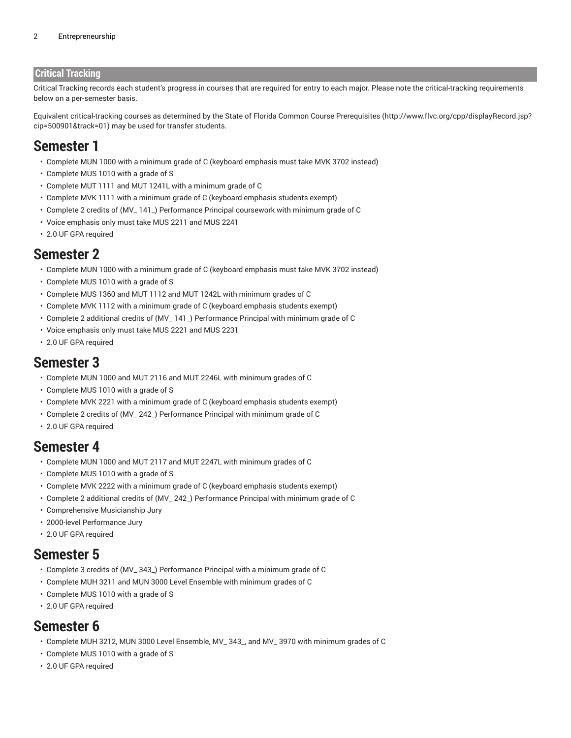## Critical Tracking

Critical Tracking records each student's progress in courses that are required for entry to each major. Please note the critical-tracking requirements below on a per-semester basis.

Equivalent critical-tracking courses as determined by the State of Florida Common Course Prerequisites (http://www.flvc.org/cpp/displayRecord.jsp?cip=500901&track=01) may be used for transfer students.

# Semester 1

- Complete MUN 1000 with a minimum grade of C (keyboard emphasis must take MVK 3702 instead)
- Complete MUS 1010 with a grade of S
- Complete MUT 1111 and MUT 1241L with a minimum grade of C
- Complete MVK 1111 with a minimum grade of C (keyboard emphasis students exempt)
- Complete 2 credits of (MV_ 141_) Performance Principal coursework with minimum grade of C
- Voice emphasis only must take MUS 2211 and MUS 2241
- 2.0 UF GPA required

# Semester 2

- Complete MUN 1000 with a minimum grade of C (keyboard emphasis must take MVK 3702 instead)
- Complete MUS 1010 with a grade of S
- Complete MUS 1360 and MUT 1112 and MUT 1242L with minimum grades of C
- Complete MVK 1112 with a minimum grade of C (keyboard emphasis students exempt)
- Complete 2 additional credits of (MV_ 141_) Performance Principal with minimum grade of C
- Voice emphasis only must take MUS 2221 and MUS 2231
- 2.0 UF GPA required

# Semester 3

- Complete MUN 1000 and MUT 2116 and MUT 2246L with minimum grades of C
- Complete MUS 1010 with a grade of S
- Complete MVK 2221 with a minimum grade of C (keyboard emphasis students exempt)
- Complete 2 credits of (MV_ 242_) Performance Principal with minimum grade of C
- 2.0 UF GPA required

# Semester 4

- Complete MUN 1000 and MUT 2117 and MUT 2247L with minimum grades of C
- Complete MUS 1010 with a grade of S
- Complete MVK 2222 with a minimum grade of C (keyboard emphasis students exempt)
- Complete 2 additional credits of (MV_ 242_) Performance Principal with minimum grade of C
- Comprehensive Musicianship Jury
- 2000-level Performance Jury
- 2.0 UF GPA required

# Semester 5

- Complete 3 credits of (MV_ 343_) Performance Principal with a minimum grade of C
- Complete MUH 3211 and MUN 3000 Level Ensemble with minimum grades of C
- Complete MUS 1010 with a grade of S
- 2.0 UF GPA required

# Semester 6

- Complete MUH 3212, MUN 3000 Level Ensemble, MV_ 343_, and MV_ 3970 with minimum grades of C
- Complete MUS 1010 with a grade of S
- 2.0 UF GPA required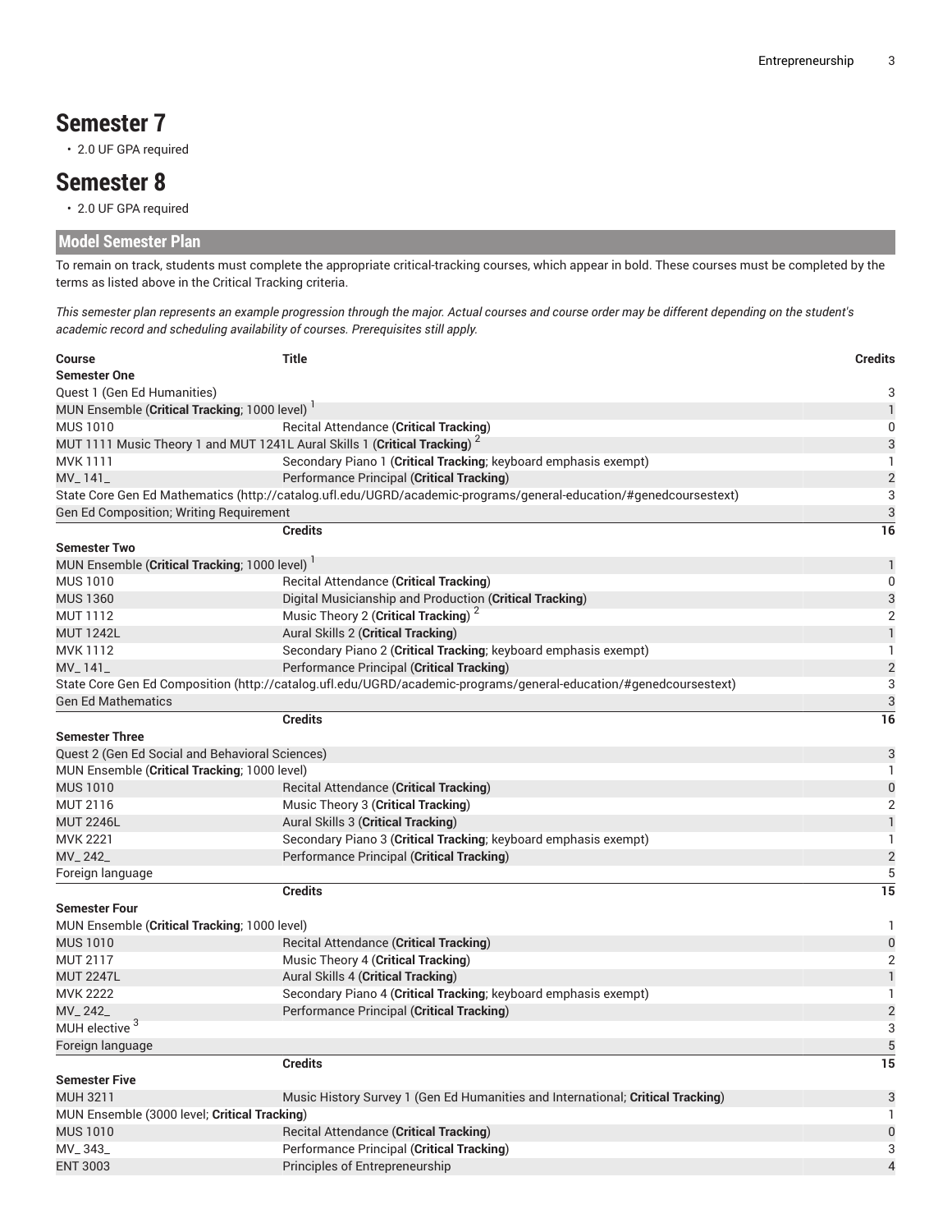# Semester 7

- 2.0 UF GPA required

# Semester 8

- 2.0 UF GPA required

## Model Semester Plan

To remain on track, students must complete the appropriate critical-tracking courses, which appear in bold. These courses must be completed by the terms as listed above in the Critical Tracking criteria.

*This semester plan represents an example progression through the major. Actual courses and course order may be different depending on the student's academic record and scheduling availability of courses. Prerequisites still apply.*

| Course | Title | Credits |
|---|---|---|
| **Semester One** | | |
| Quest 1 (Gen Ed Humanities) | | 3 |
| MUN Ensemble (**Critical Tracking**; 1000 level) [1] | | 1 |
| MUS 1010 | Recital Attendance (**Critical Tracking**) | 0 |
| MUT 1111 Music Theory 1 and MUT 1241L Aural Skills 1 (**Critical Tracking**) [2] | | 3 |
| MVK 1111 | Secondary Piano 1 (**Critical Tracking**; keyboard emphasis exempt) | 1 |
| MV_141_ | Performance Principal (**Critical Tracking**) | 2 |
| State Core Gen Ed Mathematics (http://catalog.ufl.edu/UGRD/academic-programs/general-education/#genedcoursestext) | | 3 |
| Gen Ed Composition; Writing Requirement | | 3 |
| | **Credits** | **16** |
| **Semester Two** | | |
| MUN Ensemble (**Critical Tracking**; 1000 level) [1] | | 1 |
| MUS 1010 | Recital Attendance (**Critical Tracking**) | 0 |
| MUS 1360 | Digital Musicianship and Production (**Critical Tracking**) | 3 |
| MUT 1112 | Music Theory 2 (**Critical Tracking**) [2] | 2 |
| MUT 1242L | Aural Skills 2 (**Critical Tracking**) | 1 |
| MVK 1112 | Secondary Piano 2 (**Critical Tracking**; keyboard emphasis exempt) | 1 |
| MV_141_ | Performance Principal (**Critical Tracking**) | 2 |
| State Core Gen Ed Composition (http://catalog.ufl.edu/UGRD/academic-programs/general-education/#genedcoursestext) | | 3 |
| Gen Ed Mathematics | | 3 |
| | **Credits** | **16** |
| **Semester Three** | | |
| Quest 2 (Gen Ed Social and Behavioral Sciences) | | 3 |
| MUN Ensemble (**Critical Tracking**; 1000 level) | | 1 |
| MUS 1010 | Recital Attendance (**Critical Tracking**) | 0 |
| MUT 2116 | Music Theory 3 (**Critical Tracking**) | 2 |
| MUT 2246L | Aural Skills 3 (**Critical Tracking**) | 1 |
| MVK 2221 | Secondary Piano 3 (**Critical Tracking**; keyboard emphasis exempt) | 1 |
| MV_242_ | Performance Principal (**Critical Tracking**) | 2 |
| Foreign language | | 5 |
| | **Credits** | **15** |
| **Semester Four** | | |
| MUN Ensemble (**Critical Tracking**; 1000 level) | | 1 |
| MUS 1010 | Recital Attendance (**Critical Tracking**) | 0 |
| MUT 2117 | Music Theory 4 (**Critical Tracking**) | 2 |
| MUT 2247L | Aural Skills 4 (**Critical Tracking**) | 1 |
| MVK 2222 | Secondary Piano 4 (**Critical Tracking**; keyboard emphasis exempt) | 1 |
| MV_242_ | Performance Principal (**Critical Tracking**) | 2 |
| MUH elective [3] | | 3 |
| Foreign language | | 5 |
| | **Credits** | **15** |
| **Semester Five** | | |
| MUH 3211 | Music History Survey 1 (Gen Ed Humanities and International; **Critical Tracking**) | 3 |
| MUN Ensemble (3000 level; **Critical Tracking**) | | 1 |
| MUS 1010 | Recital Attendance (**Critical Tracking**) | 0 |
| MV_343_ | Performance Principal (**Critical Tracking**) | 3 |
| ENT 3003 | Principles of Entrepreneurship | 4 |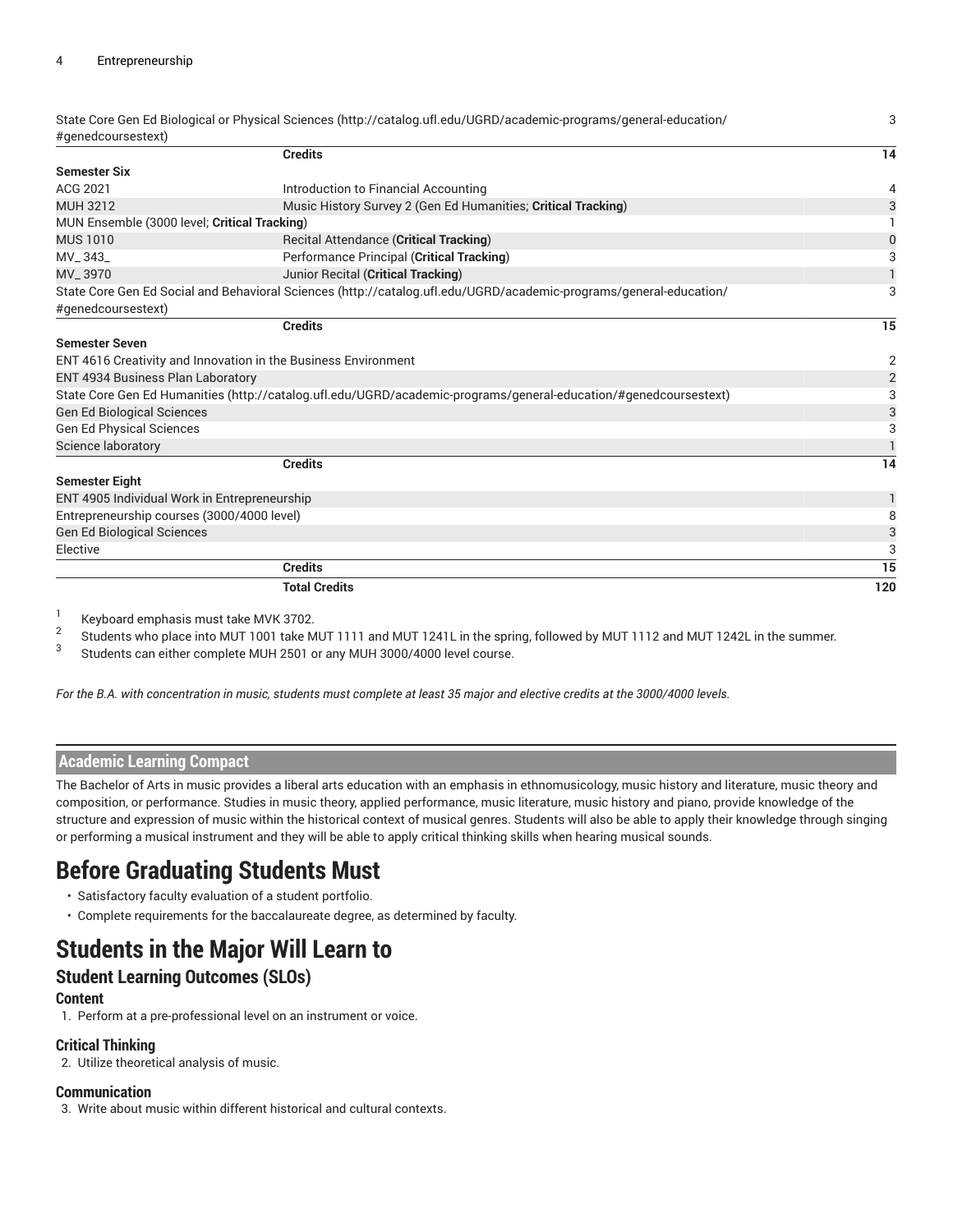| | | |
|---|---|---|
| State Core Gen Ed Biological or Physical Sciences (http://catalog.ufl.edu/UGRD/academic-programs/general-education/#genedcoursestext) | | 3 |
| | **Credits** | **14** |
| **Semester Six** | | |
| ACG 2021 | Introduction to Financial Accounting | 4 |
| MUH 3212 | Music History Survey 2 (Gen Ed Humanities; **Critical Tracking**) | 3 |
| MUN Ensemble (3000 level; **Critical Tracking**) | | 1 |
| MUS 1010 | Recital Attendance (**Critical Tracking**) | 0 |
| MV_343_ | Performance Principal (**Critical Tracking**) | 3 |
| MV_3970 | Junior Recital (**Critical Tracking**) | 1 |
| State Core Gen Ed Social and Behavioral Sciences (http://catalog.ufl.edu/UGRD/academic-programs/general-education/#genedcoursestext) | | 3 |
| | **Credits** | **15** |
| **Semester Seven** | | |
| ENT 4616 Creativity and Innovation in the Business Environment | | 2 |
| ENT 4934 Business Plan Laboratory | | 2 |
| State Core Gen Ed Humanities (http://catalog.ufl.edu/UGRD/academic-programs/general-education/#genedcoursestext) | | 3 |
| Gen Ed Biological Sciences | | 3 |
| Gen Ed Physical Sciences | | 3 |
| Science laboratory | | 1 |
| | **Credits** | **14** |
| **Semester Eight** | | |
| ENT 4905 Individual Work in Entrepreneurship | | 1 |
| Entrepreneurship courses (3000/4000 level) | | 8 |
| Gen Ed Biological Sciences | | 3 |
| Elective | | 3 |
| | **Credits** | **15** |
| | **Total Credits** | **120** |

[1] Keyboard emphasis must take MVK 3702.

[2] Students who place into MUT 1001 take MUT 1111 and MUT 1241L in the spring, followed by MUT 1112 and MUT 1242L in the summer.

[3] Students can either complete MUH 2501 or any MUH 3000/4000 level course.

*For the B.A. with concentration in music, students must complete at least 35 major and elective credits at the 3000/4000 levels.*

## Academic Learning Compact

The Bachelor of Arts in music provides a liberal arts education with an emphasis in ethnomusicology, music history and literature, music theory and composition, or performance. Studies in music theory, applied performance, music literature, music history and piano, provide knowledge of the structure and expression of music within the historical context of musical genres. Students will also be able to apply their knowledge through singing or performing a musical instrument and they will be able to apply critical thinking skills when hearing musical sounds.

# Before Graduating Students Must

- Satisfactory faculty evaluation of a student portfolio.
- Complete requirements for the baccalaureate degree, as determined by faculty.

# Students in the Major Will Learn to

## Student Learning Outcomes (SLOs)

### Content

1. Perform at a pre-professional level on an instrument or voice.

### Critical Thinking

2. Utilize theoretical analysis of music.

### Communication

3. Write about music within different historical and cultural contexts.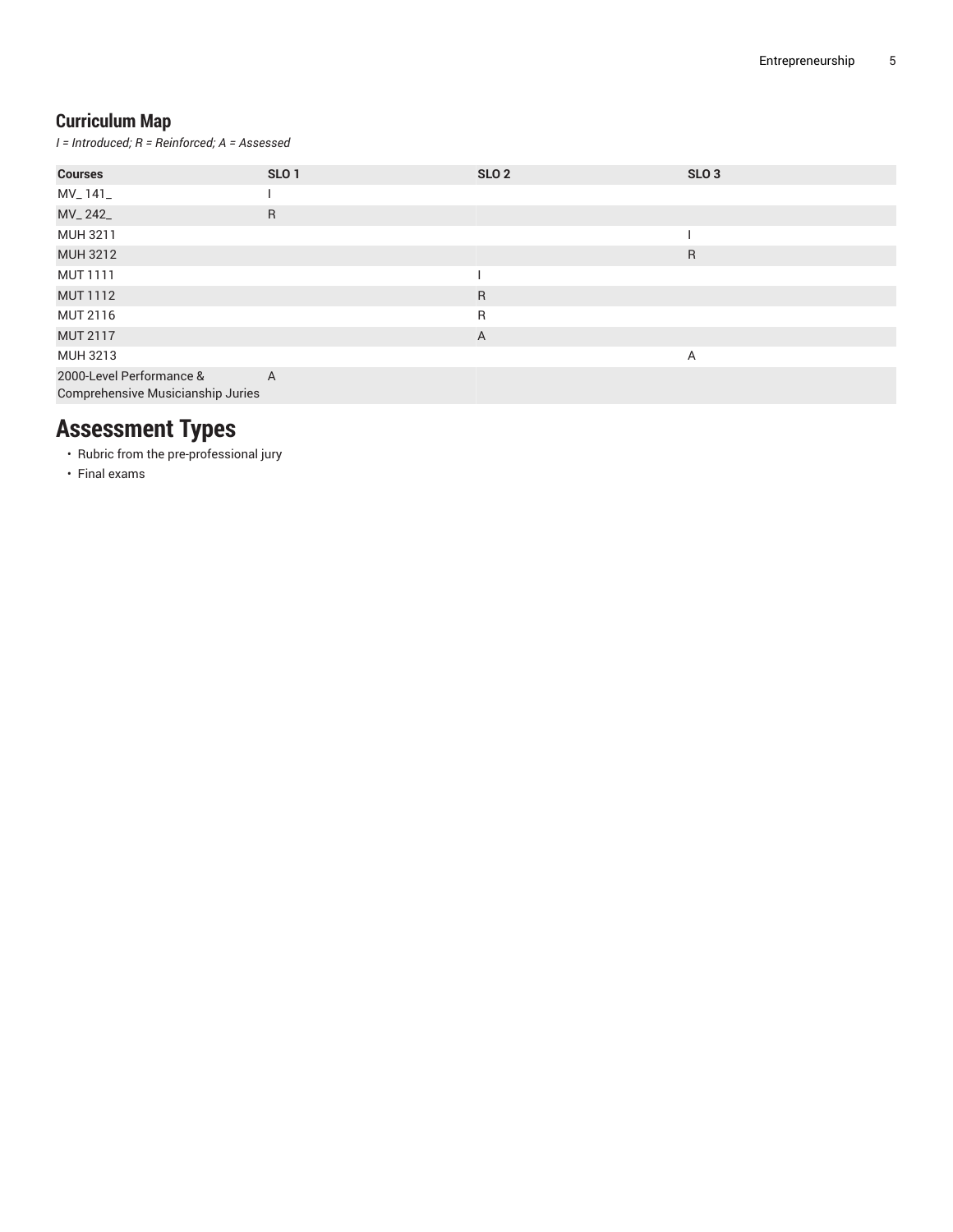### Curriculum Map

*I = Introduced; R = Reinforced; A = Assessed*

| Courses | SLO 1 | SLO 2 | SLO 3 |
| --- | --- | --- | --- |
| MV_ 141_ | I | | |
| MV_ 242_ | R | | |
| MUH 3211 | | | I |
| MUH 3212 | | | R |
| MUT 1111 | | I | |
| MUT 1112 | | R | |
| MUT 2116 | | R | |
| MUT 2117 | | A | |
| MUH 3213 | | | A |
| 2000-Level Performance & Comprehensive Musicianship Juries | A | | |

## Assessment Types

- Rubric from the pre-professional jury
- Final exams